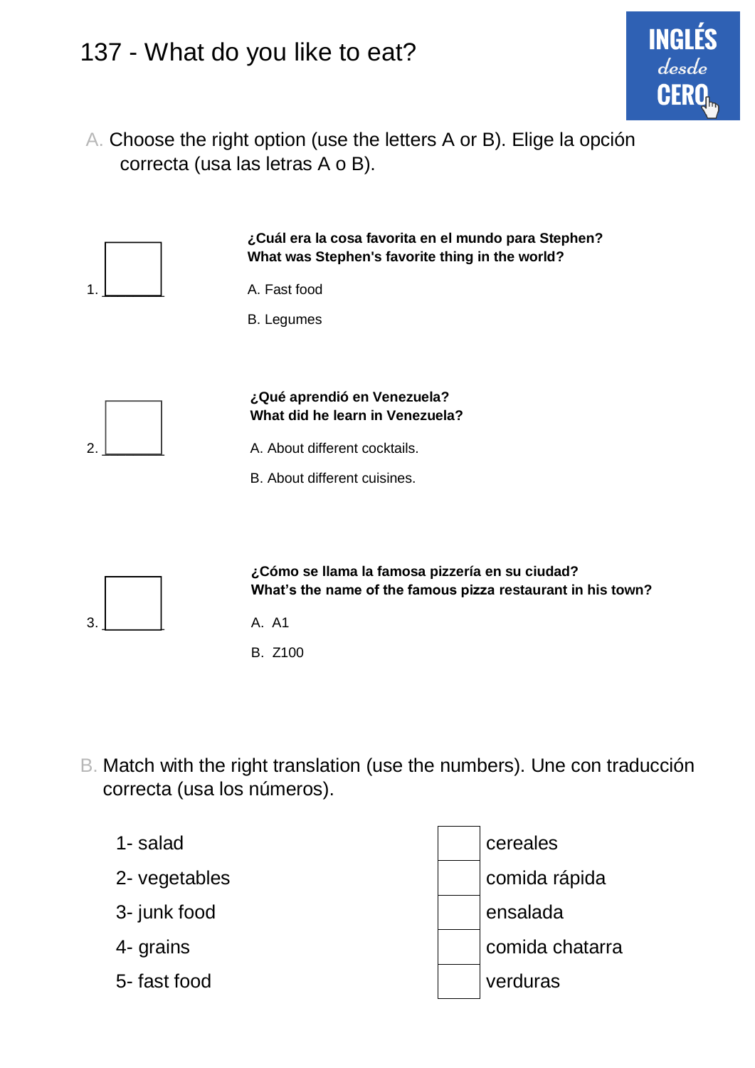# 137 - What do you like to eat?

INGLÉS desde CERO

A. Choose the right option (use the letters A or B). Elige la opción correcta (usa las letras A o B).

1. ______

**¿Cuál era la cosa favorita en el mundo para Stephen?**
**What was Stephen's favorite thing in the world?**

A. Fast food

B. Legumes

2. ______

**¿Qué aprendió en Venezuela?**
**What did he learn in Venezuela?**

A. About different cocktails.

B. About different cuisines.

3. ______

**¿Cómo se llama la famosa pizzería en su ciudad?**
**What's the name of the famous pizza restaurant in his town?**

A. A1

B. Z100

B. Match with the right translation (use the numbers). Une con traducción correcta (usa los números).

| | | |
|---|---|---|
| 1- salad | | cereales |
| 2- vegetables | | comida rápida |
| 3- junk food | | ensalada |
| 4- grains | | comida chatarra |
| 5- fast food | | verduras |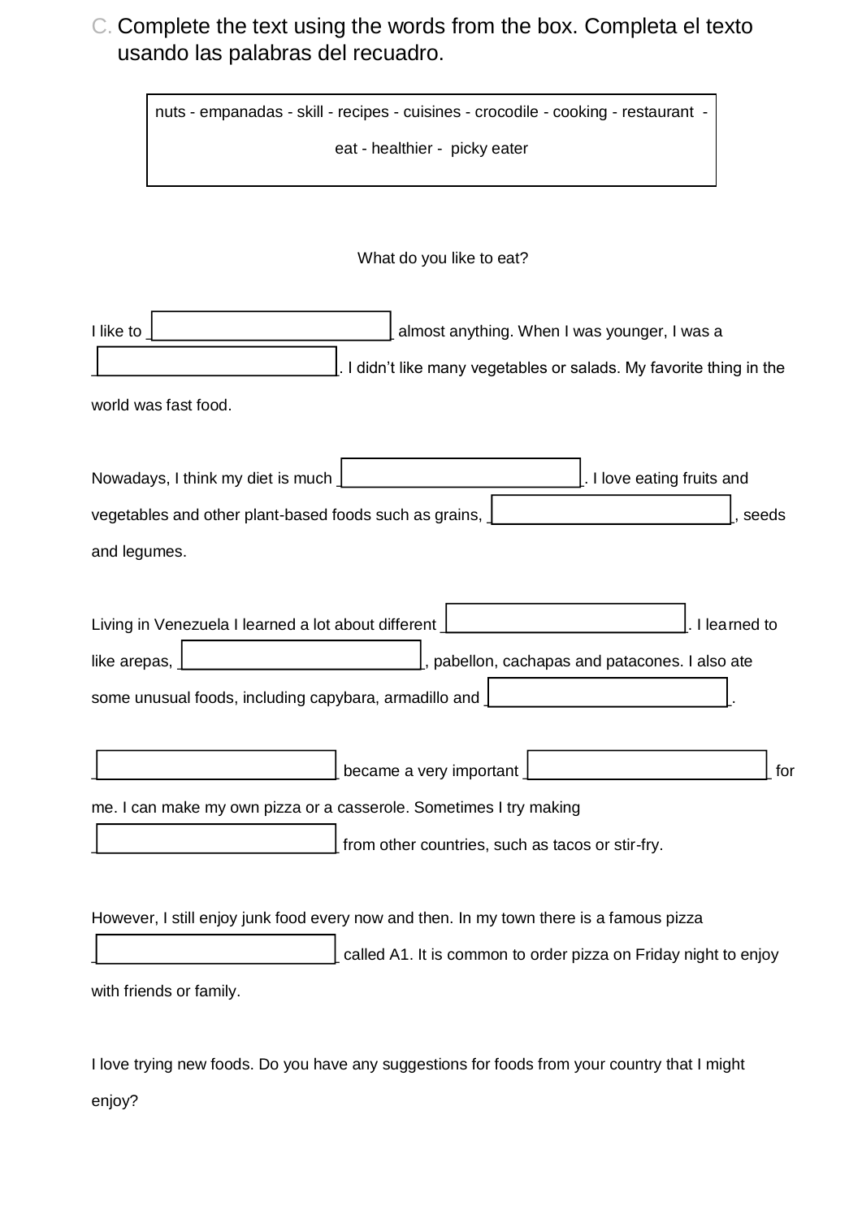C. Complete the text using the words from the box. Completa el texto usando las palabras del recuadro.

| |
|---|
| nuts - empanadas - skill - recipes - cuisines - crocodile - cooking - restaurant - eat - healthier - picky eater |

What do you like to eat?

I like to ______________ almost anything. When I was younger, I was a ______________. I didn't like many vegetables or salads. My favorite thing in the world was fast food.

Nowadays, I think my diet is much ______________. I love eating fruits and vegetables and other plant-based foods such as grains, ______________, seeds and legumes.

Living in Venezuela I learned a lot about different ______________. I learned to like arepas, ______________, pabellon, cachapas and patacones. I also ate some unusual foods, including capybara, armadillo and ______________.

______________ became a very important ______________ for me. I can make my own pizza or a casserole. Sometimes I try making ______________ from other countries, such as tacos or stir-fry.

However, I still enjoy junk food every now and then. In my town there is a famous pizza ______________ called A1. It is common to order pizza on Friday night to enjoy with friends or family.

I love trying new foods. Do you have any suggestions for foods from your country that I might enjoy?